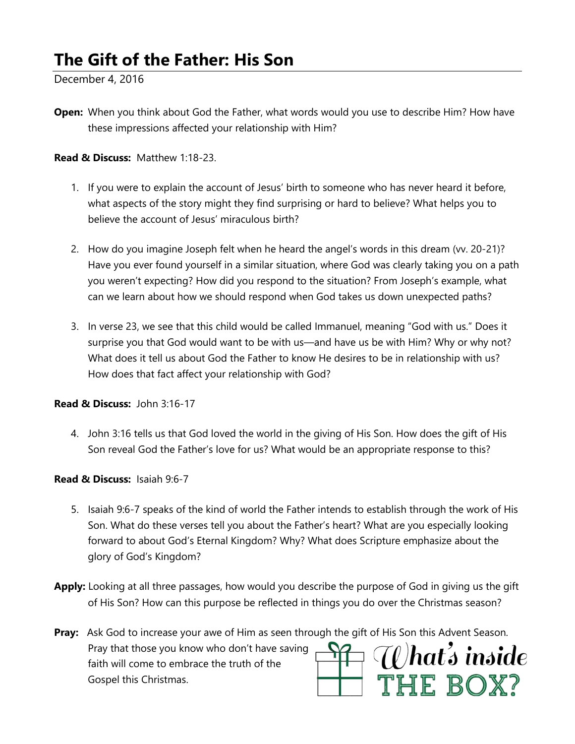# The Gift of the Father: His Son

December 4, 2016

**Open:** When you think about God the Father, what words would you use to describe Him? How have these impressions affected your relationship with Him?

**Read & Discuss:** Matthew 1:18-23.

1. If you were to explain the account of Jesus' birth to someone who has never heard it before, what aspects of the story might they find surprising or hard to believe? What helps you to believe the account of Jesus' miraculous birth?

2. How do you imagine Joseph felt when he heard the angel's words in this dream (vv. 20-21)? Have you ever found yourself in a similar situation, where God was clearly taking you on a path you weren't expecting? How did you respond to the situation? From Joseph's example, what can we learn about how we should respond when God takes us down unexpected paths?

3. In verse 23, we see that this child would be called Immanuel, meaning "God with us." Does it surprise you that God would want to be with us—and have us be with Him? Why or why not? What does it tell us about God the Father to know He desires to be in relationship with us? How does that fact affect your relationship with God?

**Read & Discuss:** John 3:16-17

4. John 3:16 tells us that God loved the world in the giving of His Son. How does the gift of His Son reveal God the Father's love for us? What would be an appropriate response to this?

**Read & Discuss:** Isaiah 9:6-7

5. Isaiah 9:6-7 speaks of the kind of world the Father intends to establish through the work of His Son. What do these verses tell you about the Father's heart? What are you especially looking forward to about God's Eternal Kingdom? Why? What does Scripture emphasize about the glory of God's Kingdom?

**Apply:** Looking at all three passages, how would you describe the purpose of God in giving us the gift of His Son? How can this purpose be reflected in things you do over the Christmas season?

**Pray:** Ask God to increase your awe of Him as seen through the gift of His Son this Advent Season. Pray that those you know who don't have saving faith will come to embrace the truth of the Gospel this Christmas.

*What's inside* THE BOX?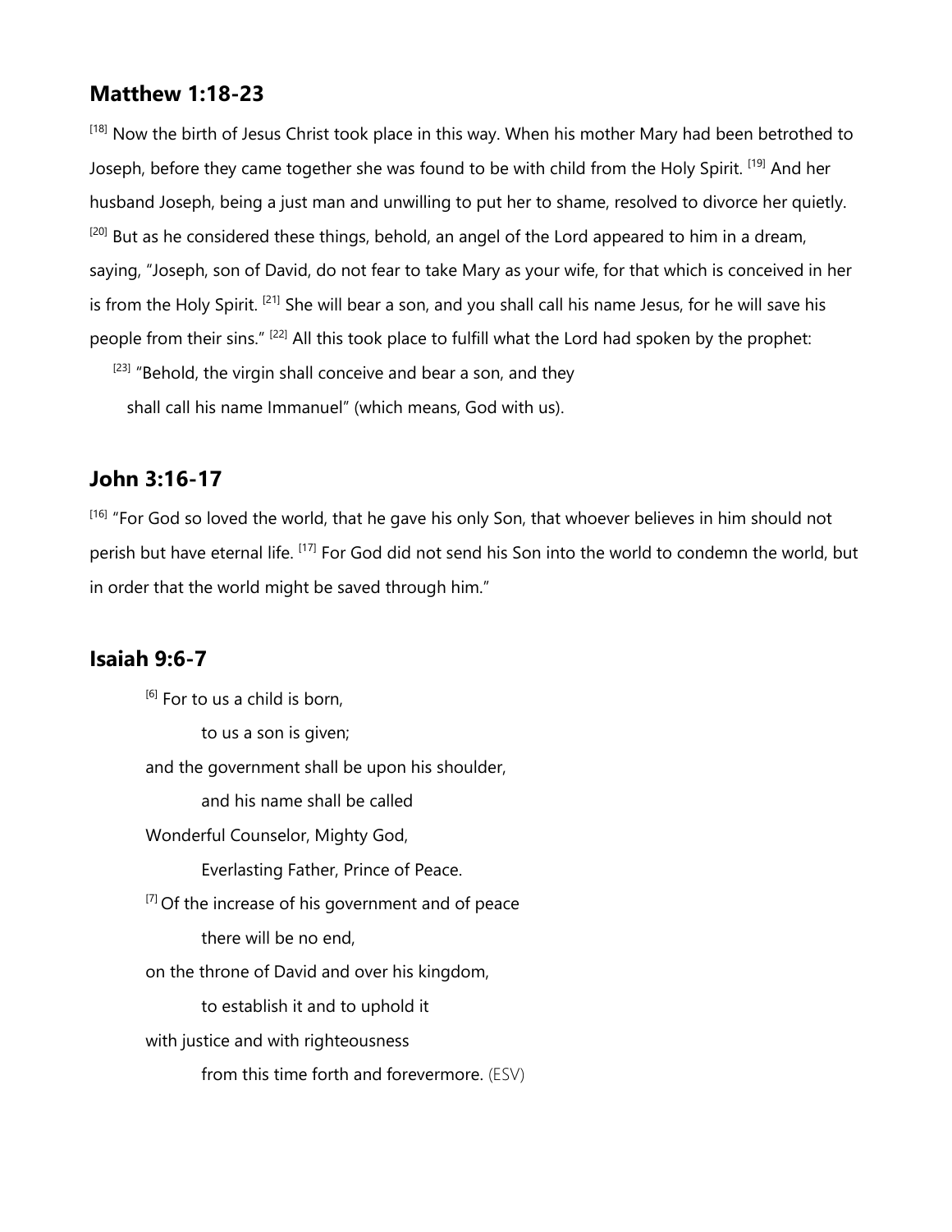## Matthew 1:18-23

[18] Now the birth of Jesus Christ took place in this way. When his mother Mary had been betrothed to Joseph, before they came together she was found to be with child from the Holy Spirit. [19] And her husband Joseph, being a just man and unwilling to put her to shame, resolved to divorce her quietly. [20] But as he considered these things, behold, an angel of the Lord appeared to him in a dream, saying, "Joseph, son of David, do not fear to take Mary as your wife, for that which is conceived in her is from the Holy Spirit. [21] She will bear a son, and you shall call his name Jesus, for he will save his people from their sins." [22] All this took place to fulfill what the Lord had spoken by the prophet:

> [23] "Behold, the virgin shall conceive and bear a son, and they
> shall call his name Immanuel" (which means, God with us).

## John 3:16-17

[16] "For God so loved the world, that he gave his only Son, that whoever believes in him should not perish but have eternal life. [17] For God did not send his Son into the world to condemn the world, but in order that the world might be saved through him."

## Isaiah 9:6-7

> [6] For to us a child is born,
> to us a son is given;
> and the government shall be upon his shoulder,
> and his name shall be called
> Wonderful Counselor, Mighty God,
> Everlasting Father, Prince of Peace.
> [7] Of the increase of his government and of peace
> there will be no end,
> on the throne of David and over his kingdom,
> to establish it and to uphold it
> with justice and with righteousness
> from this time forth and forevermore. (ESV)